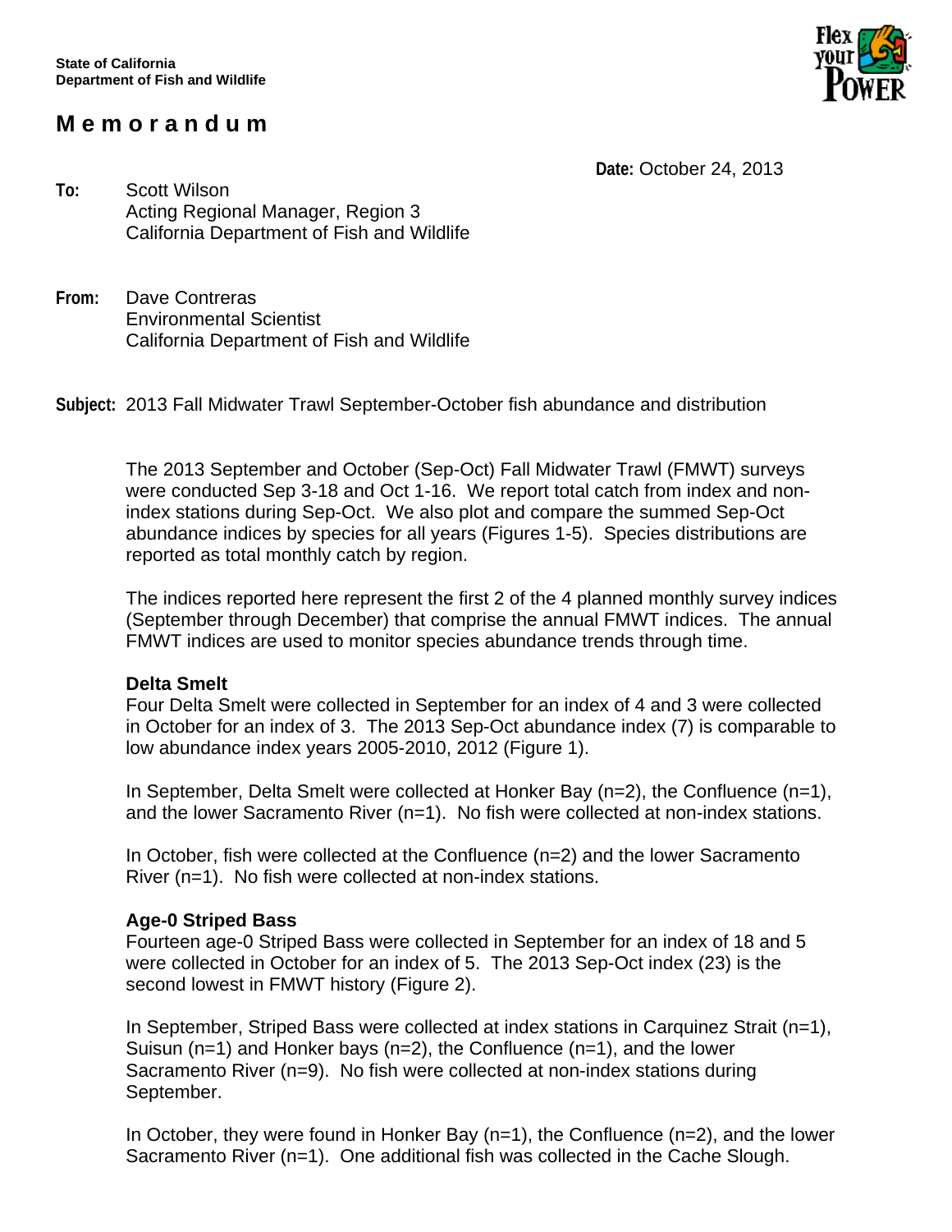State of California
Department of Fish and Wildlife

# Memorandum

**Date:** October 24, 2013

**To:** Scott Wilson
Acting Regional Manager, Region 3
California Department of Fish and Wildlife

**From:** Dave Contreras
Environmental Scientist
California Department of Fish and Wildlife

**Subject:** 2013 Fall Midwater Trawl September-October fish abundance and distribution

The 2013 September and October (Sep-Oct) Fall Midwater Trawl (FMWT) surveys were conducted Sep 3-18 and Oct 1-16. We report total catch from index and non-index stations during Sep-Oct. We also plot and compare the summed Sep-Oct abundance indices by species for all years (Figures 1-5). Species distributions are reported as total monthly catch by region.

The indices reported here represent the first 2 of the 4 planned monthly survey indices (September through December) that comprise the annual FMWT indices. The annual FMWT indices are used to monitor species abundance trends through time.

## Delta Smelt

Four Delta Smelt were collected in September for an index of 4 and 3 were collected in October for an index of 3. The 2013 Sep-Oct abundance index (7) is comparable to low abundance index years 2005-2010, 2012 (Figure 1).

In September, Delta Smelt were collected at Honker Bay (n=2), the Confluence (n=1), and the lower Sacramento River (n=1). No fish were collected at non-index stations.

In October, fish were collected at the Confluence (n=2) and the lower Sacramento River (n=1). No fish were collected at non-index stations.

## Age-0 Striped Bass

Fourteen age-0 Striped Bass were collected in September for an index of 18 and 5 were collected in October for an index of 5. The 2013 Sep-Oct index (23) is the second lowest in FMWT history (Figure 2).

In September, Striped Bass were collected at index stations in Carquinez Strait (n=1), Suisun (n=1) and Honker bays (n=2), the Confluence (n=1), and the lower Sacramento River (n=9). No fish were collected at non-index stations during September.

In October, they were found in Honker Bay (n=1), the Confluence (n=2), and the lower Sacramento River (n=1). One additional fish was collected in the Cache Slough.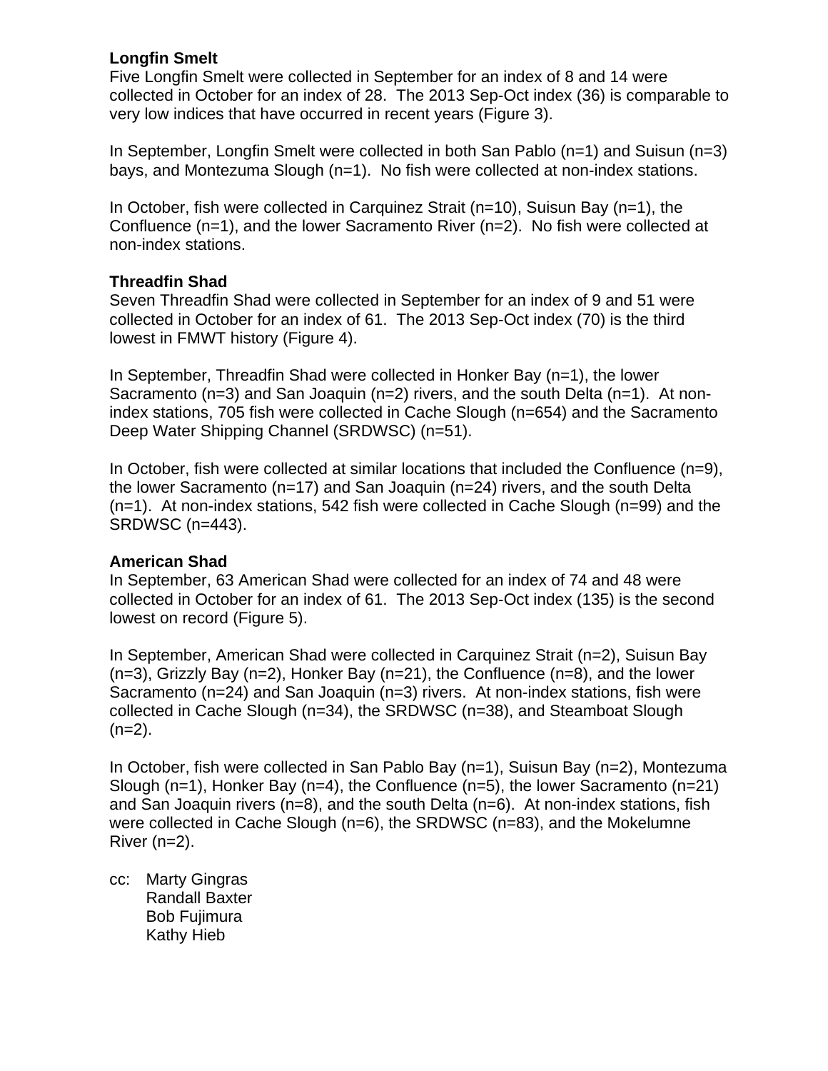**Longfin Smelt**
Five Longfin Smelt were collected in September for an index of 8 and 14 were collected in October for an index of 28. The 2013 Sep-Oct index (36) is comparable to very low indices that have occurred in recent years (Figure 3).

In September, Longfin Smelt were collected in both San Pablo (n=1) and Suisun (n=3) bays, and Montezuma Slough (n=1). No fish were collected at non-index stations.

In October, fish were collected in Carquinez Strait (n=10), Suisun Bay (n=1), the Confluence (n=1), and the lower Sacramento River (n=2). No fish were collected at non-index stations.

**Threadfin Shad**
Seven Threadfin Shad were collected in September for an index of 9 and 51 were collected in October for an index of 61. The 2013 Sep-Oct index (70) is the third lowest in FMWT history (Figure 4).

In September, Threadfin Shad were collected in Honker Bay (n=1), the lower Sacramento (n=3) and San Joaquin (n=2) rivers, and the south Delta (n=1). At non-index stations, 705 fish were collected in Cache Slough (n=654) and the Sacramento Deep Water Shipping Channel (SRDWSC) (n=51).

In October, fish were collected at similar locations that included the Confluence (n=9), the lower Sacramento (n=17) and San Joaquin (n=24) rivers, and the south Delta (n=1). At non-index stations, 542 fish were collected in Cache Slough (n=99) and the SRDWSC (n=443).

**American Shad**
In September, 63 American Shad were collected for an index of 74 and 48 were collected in October for an index of 61. The 2013 Sep-Oct index (135) is the second lowest on record (Figure 5).

In September, American Shad were collected in Carquinez Strait (n=2), Suisun Bay (n=3), Grizzly Bay (n=2), Honker Bay (n=21), the Confluence (n=8), and the lower Sacramento (n=24) and San Joaquin (n=3) rivers. At non-index stations, fish were collected in Cache Slough (n=34), the SRDWSC (n=38), and Steamboat Slough (n=2).

In October, fish were collected in San Pablo Bay (n=1), Suisun Bay (n=2), Montezuma Slough (n=1), Honker Bay (n=4), the Confluence (n=5), the lower Sacramento (n=21) and San Joaquin rivers (n=8), and the south Delta (n=6). At non-index stations, fish were collected in Cache Slough (n=6), the SRDWSC (n=83), and the Mokelumne River (n=2).

cc: Marty Gingras
Randall Baxter
Bob Fujimura
Kathy Hieb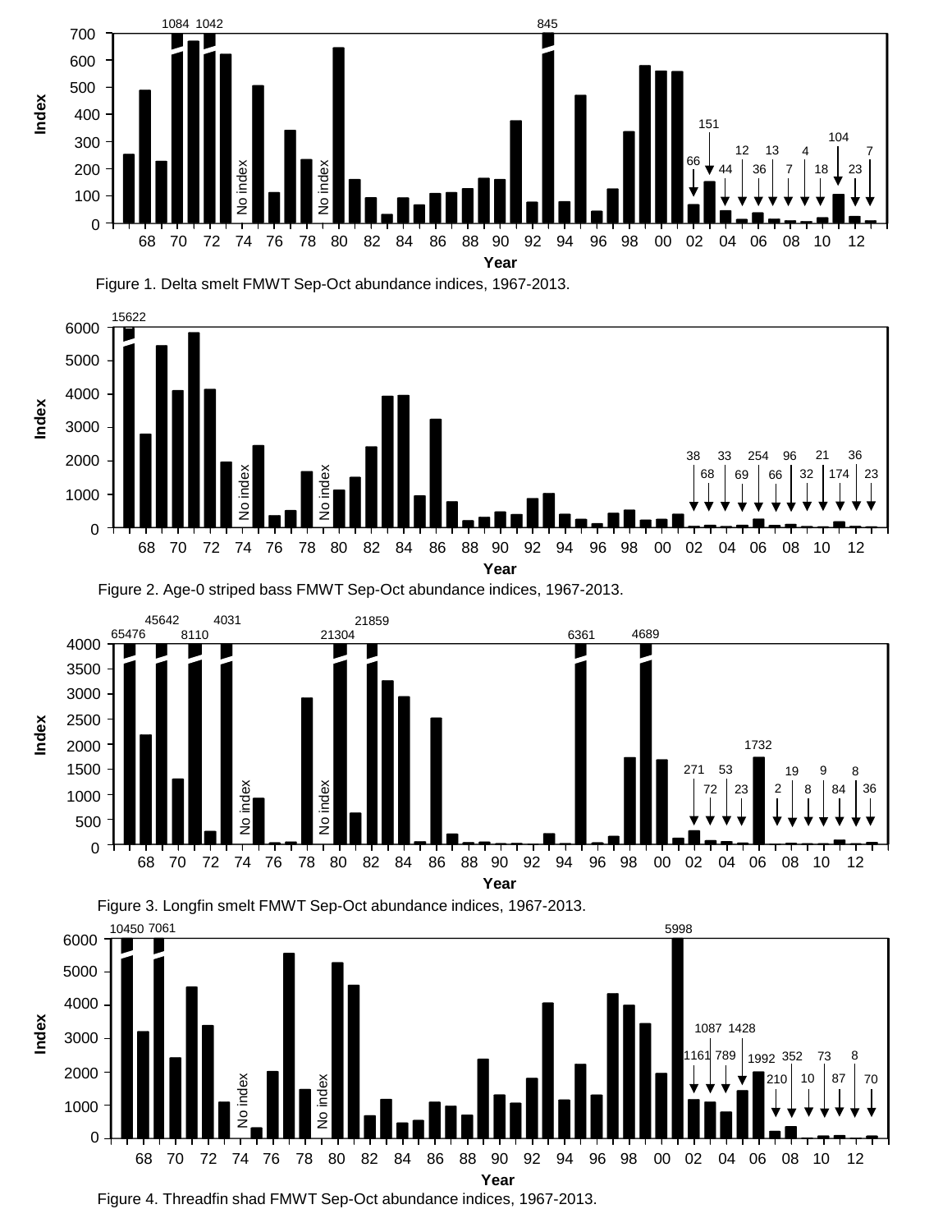Figure 1. Delta smelt FMWT Sep-Oct abundance indices, 1967-2013.

Figure 2. Age-0 striped bass FMWT Sep-Oct abundance indices, 1967-2013.

Figure 3. Longfin smelt FMWT Sep-Oct abundance indices, 1967-2013.

Figure 4. Threadfin shad FMWT Sep-Oct abundance indices, 1967-2013.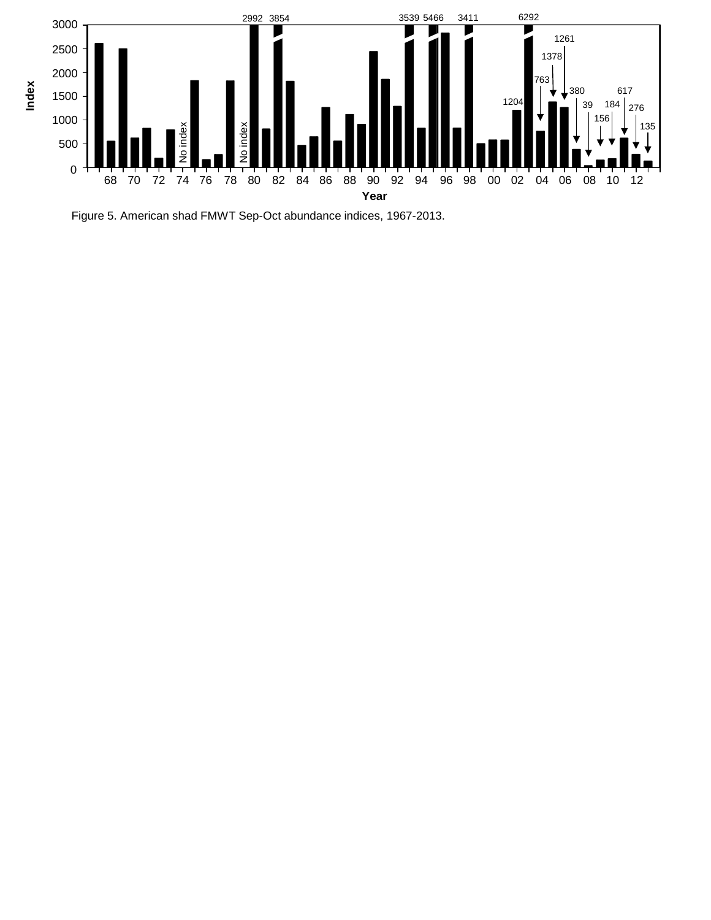3000
2500
2000
1500
1000
500
0

Index

2992 3854 3539 5466 3411 6292

1261
1378
763
380
617
1204
39
184
276
156
135

No index
No index

68 70 72 74 76 78 80 82 84 86 88 90 92 94 96 98 00 02 04 06 08 10 12

Year

Figure 5. American shad FMWT Sep-Oct abundance indices, 1967-2013.